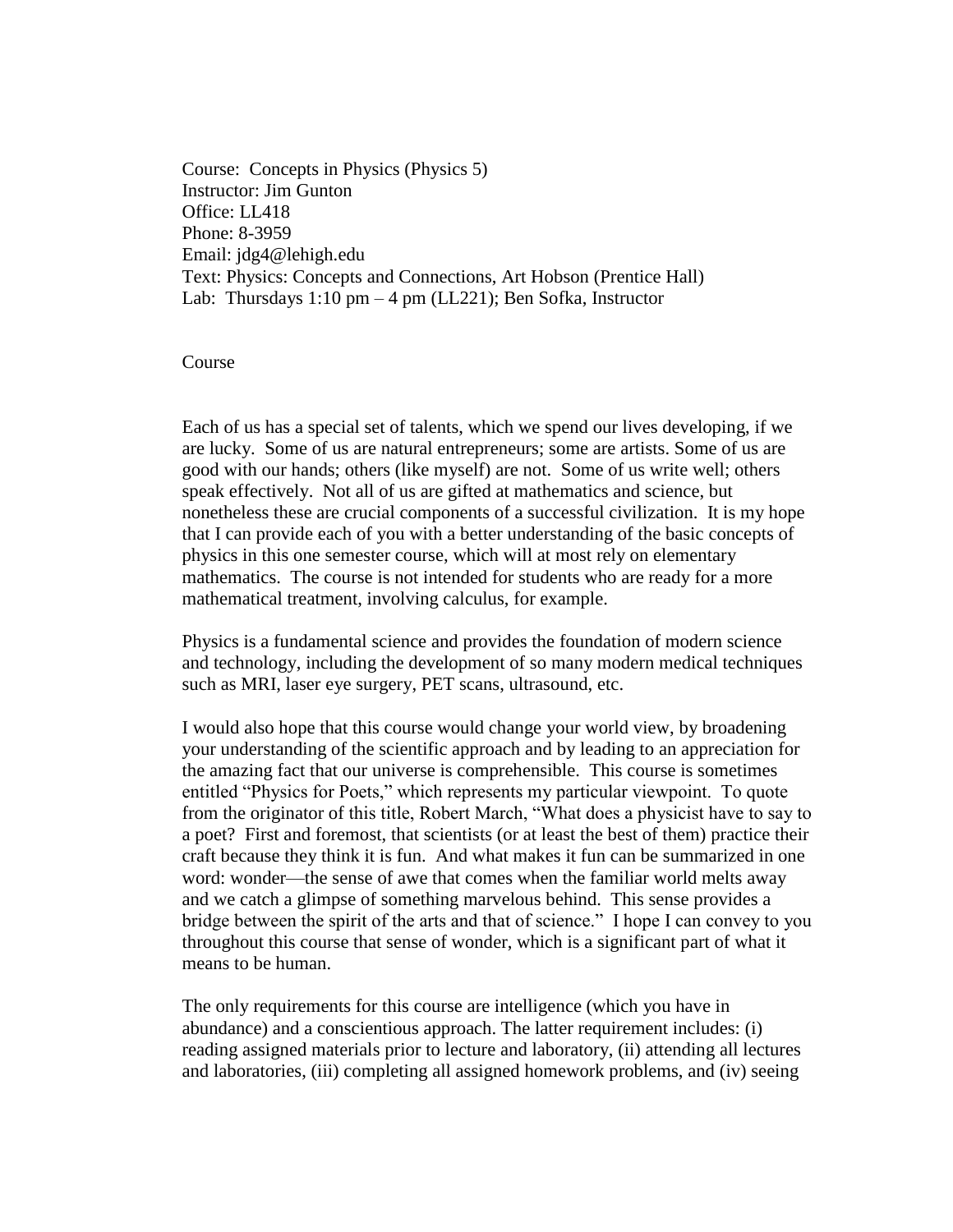Course: Concepts in Physics (Physics 5)
Instructor: Jim Gunton
Office: LL418
Phone: 8-3959
Email: jdg4@lehigh.edu
Text: Physics: Concepts and Connections, Art Hobson (Prentice Hall)
Lab: Thursdays 1:10 pm – 4 pm (LL221); Ben Sofka, Instructor

## Course

Each of us has a special set of talents, which we spend our lives developing, if we are lucky. Some of us are natural entrepreneurs; some are artists. Some of us are good with our hands; others (like myself) are not. Some of us write well; others speak effectively. Not all of us are gifted at mathematics and science, but nonetheless these are crucial components of a successful civilization. It is my hope that I can provide each of you with a better understanding of the basic concepts of physics in this one semester course, which will at most rely on elementary mathematics. The course is not intended for students who are ready for a more mathematical treatment, involving calculus, for example.

Physics is a fundamental science and provides the foundation of modern science and technology, including the development of so many modern medical techniques such as MRI, laser eye surgery, PET scans, ultrasound, etc.

I would also hope that this course would change your world view, by broadening your understanding of the scientific approach and by leading to an appreciation for the amazing fact that our universe is comprehensible. This course is sometimes entitled "Physics for Poets," which represents my particular viewpoint. To quote from the originator of this title, Robert March, "What does a physicist have to say to a poet? First and foremost, that scientists (or at least the best of them) practice their craft because they think it is fun. And what makes it fun can be summarized in one word: wonder—the sense of awe that comes when the familiar world melts away and we catch a glimpse of something marvelous behind. This sense provides a bridge between the spirit of the arts and that of science." I hope I can convey to you throughout this course that sense of wonder, which is a significant part of what it means to be human.

The only requirements for this course are intelligence (which you have in abundance) and a conscientious approach. The latter requirement includes: (i) reading assigned materials prior to lecture and laboratory, (ii) attending all lectures and laboratories, (iii) completing all assigned homework problems, and (iv) seeing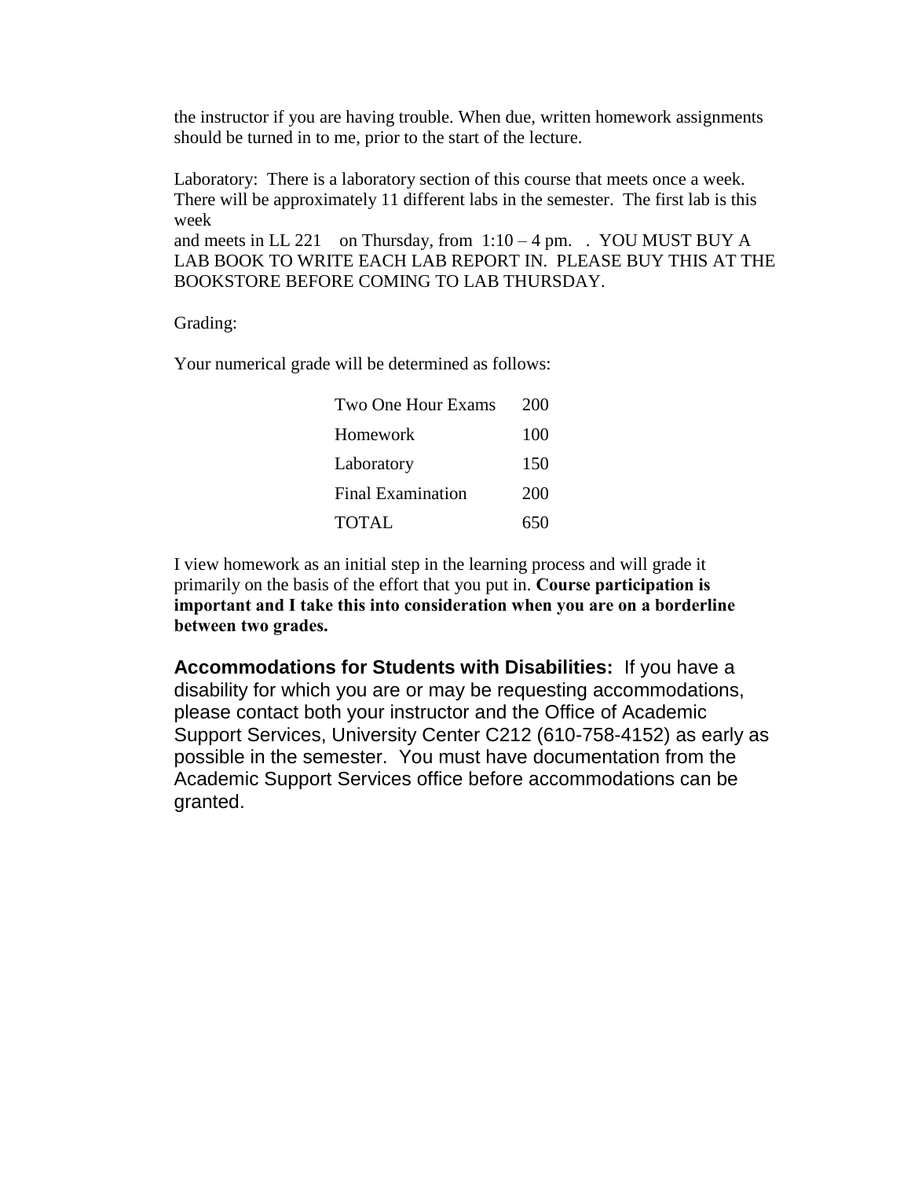the instructor if you are having trouble. When due, written homework assignments should be turned in to me, prior to the start of the lecture.

Laboratory: There is a laboratory section of this course that meets once a week. There will be approximately 11 different labs in the semester. The first lab is this week
and meets in LL 221 on Thursday, from 1:10 – 4 pm. . YOU MUST BUY A LAB BOOK TO WRITE EACH LAB REPORT IN. PLEASE BUY THIS AT THE BOOKSTORE BEFORE COMING TO LAB THURSDAY.

Grading:

Your numerical grade will be determined as follows:

| | |
|---|---|
| Two One Hour Exams | 200 |
| Homework | 100 |
| Laboratory | 150 |
| Final Examination | 200 |
| TOTAL | 650 |

I view homework as an initial step in the learning process and will grade it primarily on the basis of the effort that you put in. **Course participation is important and I take this into consideration when you are on a borderline between two grades.**

**Accommodations for Students with Disabilities:** If you have a disability for which you are or may be requesting accommodations, please contact both your instructor and the Office of Academic Support Services, University Center C212 (610-758-4152) as early as possible in the semester. You must have documentation from the Academic Support Services office before accommodations can be granted.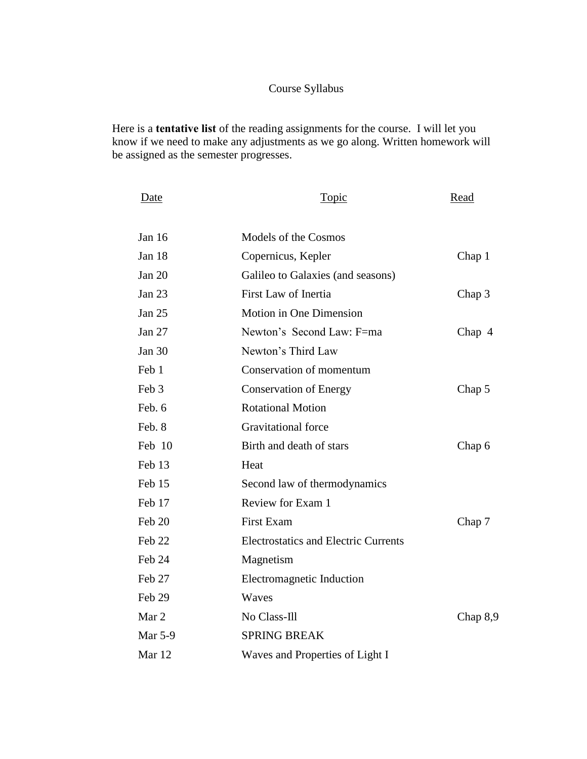Course Syllabus

Here is a **tentative list** of the reading assignments for the course. I will let you know if we need to make any adjustments as we go along. Written homework will be assigned as the semester progresses.

| Date | Topic | Read |
|---|---|---|
| Jan 16 | Models of the Cosmos | |
| Jan 18 | Copernicus, Kepler | Chap 1 |
| Jan 20 | Galileo to Galaxies (and seasons) | |
| Jan 23 | First Law of Inertia | Chap 3 |
| Jan 25 | Motion in One Dimension | |
| Jan 27 | Newton's Second Law: F=ma | Chap 4 |
| Jan 30 | Newton's Third Law | |
| Feb 1 | Conservation of momentum | |
| Feb 3 | Conservation of Energy | Chap 5 |
| Feb. 6 | Rotational Motion | |
| Feb. 8 | Gravitational force | |
| Feb 10 | Birth and death of stars | Chap 6 |
| Feb 13 | Heat | |
| Feb 15 | Second law of thermodynamics | |
| Feb 17 | Review for Exam 1 | |
| Feb 20 | First Exam | Chap 7 |
| Feb 22 | Electrostatics and Electric Currents | |
| Feb 24 | Magnetism | |
| Feb 27 | Electromagnetic Induction | |
| Feb 29 | Waves | |
| Mar 2 | No Class-Ill | Chap 8,9 |
| Mar 5-9 | SPRING BREAK | |
| Mar 12 | Waves and Properties of Light I | |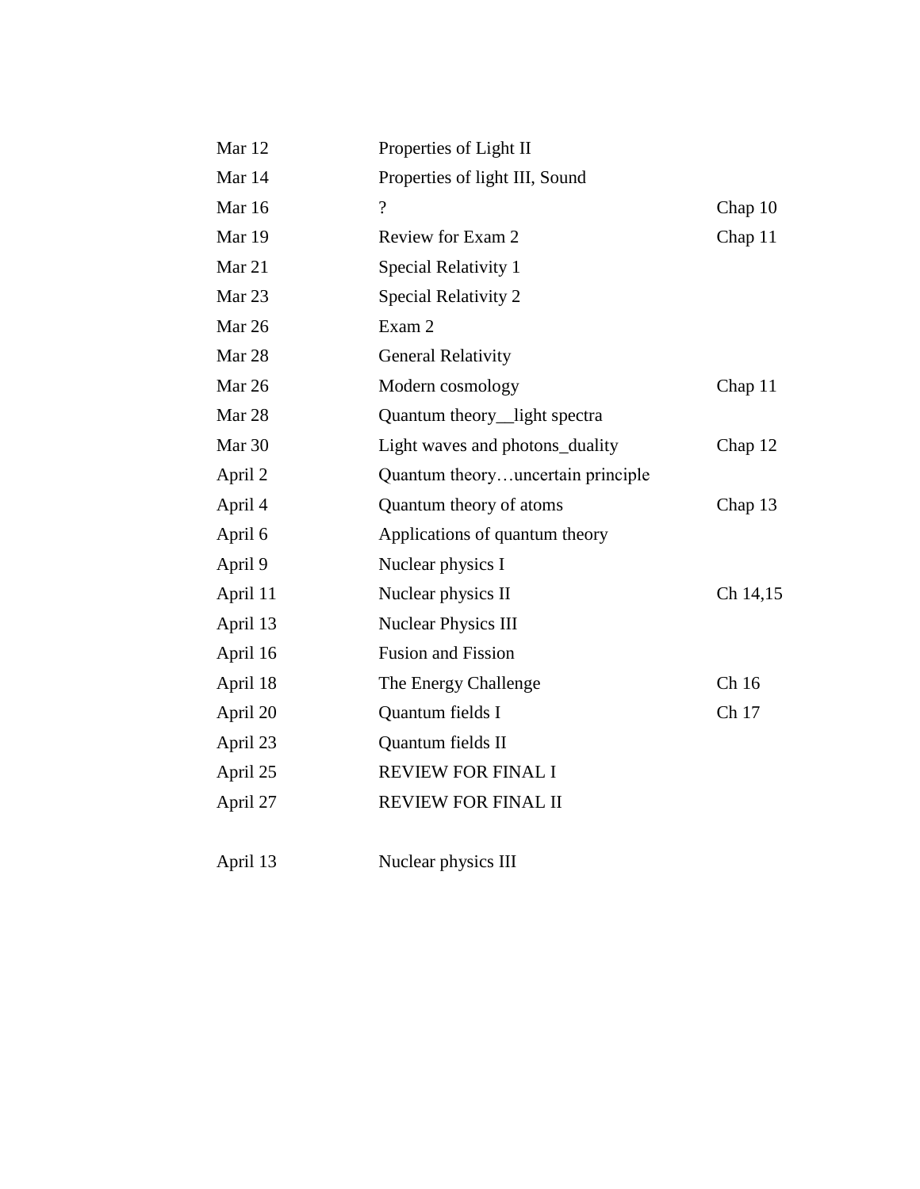| | | |
|---|---|---|
| Mar 12 | Properties of Light II | |
| Mar 14 | Properties of light III, Sound | |
| Mar 16 | ? | Chap 10 |
| Mar 19 | Review for Exam 2 | Chap 11 |
| Mar 21 | Special Relativity 1 | |
| Mar 23 | Special Relativity 2 | |
| Mar 26 | Exam 2 | |
| Mar 28 | General Relativity | |
| Mar 26 | Modern cosmology | Chap 11 |
| Mar 28 | Quantum theory__light spectra | |
| Mar 30 | Light waves and photons_duality | Chap 12 |
| April 2 | Quantum theory…uncertain principle | |
| April 4 | Quantum theory of atoms | Chap 13 |
| April 6 | Applications of quantum theory | |
| April 9 | Nuclear physics I | |
| April 11 | Nuclear physics II | Ch 14,15 |
| April 13 | Nuclear Physics III | |
| April 16 | Fusion and Fission | |
| April 18 | The Energy Challenge | Ch 16 |
| April 20 | Quantum fields I | Ch 17 |
| April 23 | Quantum fields II | |
| April 25 | REVIEW FOR FINAL I | |
| April 27 | REVIEW FOR FINAL II | |

| | |
|---|---|
| April 13 | Nuclear physics III |